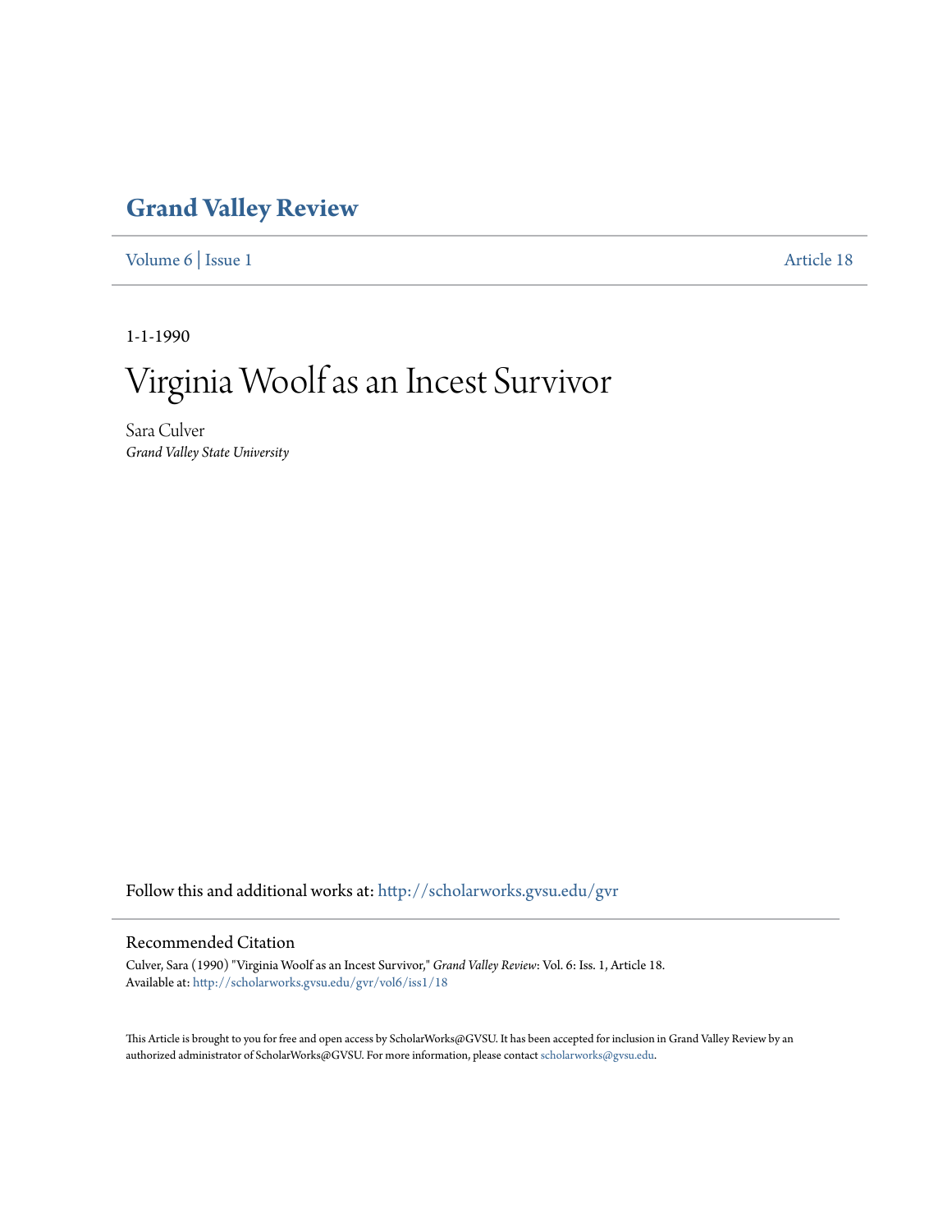# Grand Valley Review

Volume 6 | Issue 1 Article 18

1-1-1990

# Virginia Woolf as an Incest Survivor

Sara Culver
*Grand Valley State University*

Follow this and additional works at: http://scholarworks.gvsu.edu/gvr

## Recommended Citation

Culver, Sara (1990) "Virginia Woolf as an Incest Survivor," *Grand Valley Review*: Vol. 6: Iss. 1, Article 18.
Available at: http://scholarworks.gvsu.edu/gvr/vol6/iss1/18

This Article is brought to you for free and open access by ScholarWorks@GVSU. It has been accepted for inclusion in Grand Valley Review by an authorized administrator of ScholarWorks@GVSU. For more information, please contact scholarworks@gvsu.edu.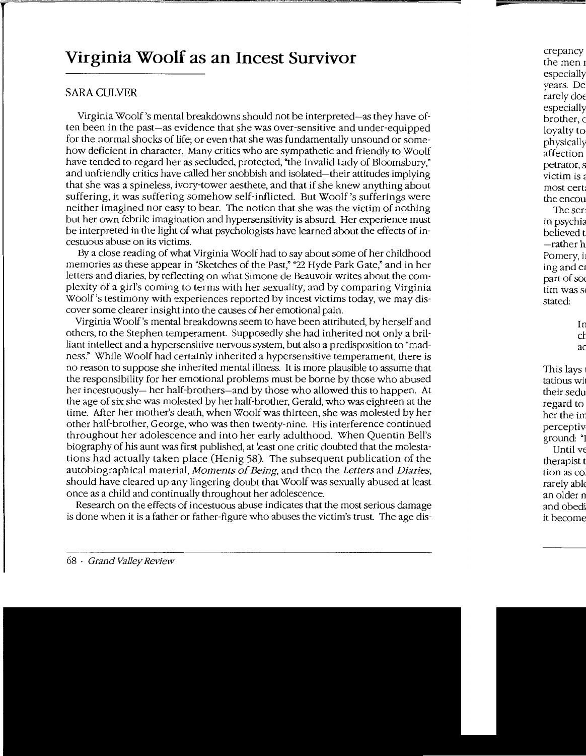# Virginia Woolf as an Incest Survivor

SARA CULVER

Virginia Woolf's mental breakdowns should not be interpreted—as they have often been in the past—as evidence that she was over-sensitive and under-equipped for the normal shocks of life; or even that she was fundamentally unsound or somehow deficient in character. Many critics who are sympathetic and friendly to Woolf have tended to regard her as secluded, protected, "the Invalid Lady of Bloomsbury," and unfriendly critics have called her snobbish and isolated—their attitudes implying that she was a spineless, ivory-tower aesthete, and that if she knew anything about suffering, it was suffering somehow self-inflicted. But Woolf's sufferings were neither imagined nor easy to bear. The notion that she was the victim of nothing but her own febrile imagination and hypersensitivity is absurd. Her experience must be interpreted in the light of what psychologists have learned about the effects of incestuous abuse on its victims.

By a close reading of what Virginia Woolf had to say about some of her childhood memories as these appear in "Sketches of the Past," "22 Hyde Park Gate," and in her letters and diaries, by reflecting on what Simone de Beauvoir writes about the complexity of a girl's coming to terms with her sexuality, and by comparing Virginia Woolf's testimony with experiences reported by incest victims today, we may discover some clearer insight into the causes of her emotional pain.

Virginia Woolf's mental breakdowns seem to have been attributed, by herself and others, to the Stephen temperament. Supposedly she had inherited not only a brilliant intellect and a hypersensitive nervous system, but also a predisposition to "madness." While Woolf had certainly inherited a hypersensitive temperament, there is no reason to suppose she inherited mental illness. It is more plausible to assume that the responsibility for her emotional problems must be borne by those who abused her incestuously— her half-brothers—and by those who allowed this to happen. At the age of six she was molested by her half-brother, Gerald, who was eighteen at the time. After her mother's death, when Woolf was thirteen, she was molested by her other half-brother, George, who was then twenty-nine. His interference continued throughout her adolescence and into her early adulthood. When Quentin Bell's biography of his aunt was first published, at least one critic doubted that the molestations had actually taken place (Henig 58). The subsequent publication of the autobiographical material, *Moments of Being*, and then the *Letters* and *Diaries*, should have cleared up any lingering doubt that Woolf was sexually abused at least once as a child and continually throughout her adolescence.

Research on the effects of incestuous abuse indicates that the most serious damage is done when it is a father or father-figure who abuses the victim's trust. The age dis-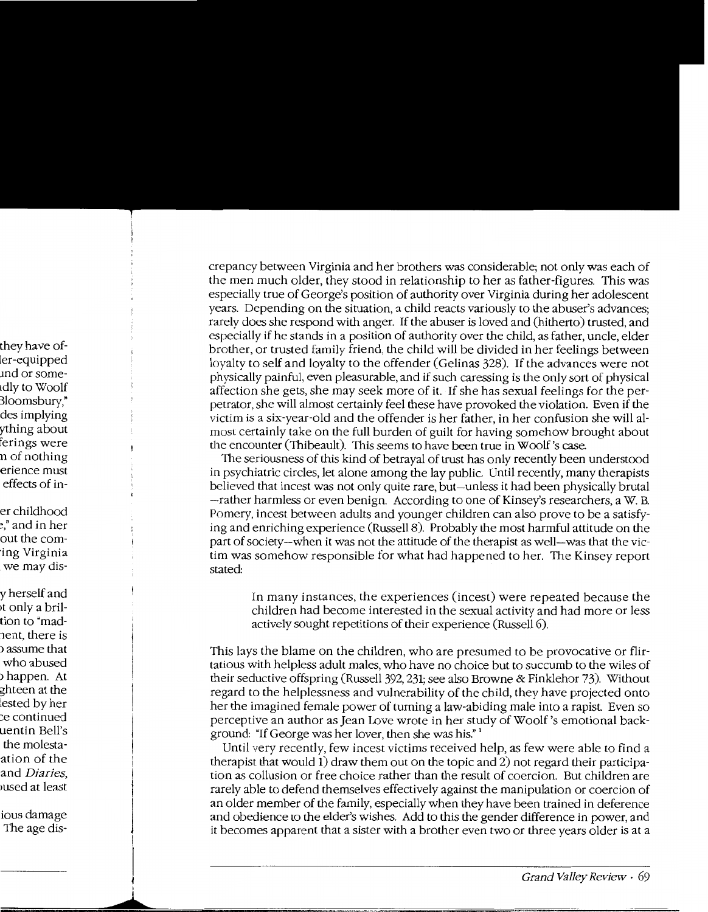crepancy between Virginia and her brothers was considerable; not only was each of the men much older, they stood in relationship to her as father-figures. This was especially true of George's position of authority over Virginia during her adolescent years. Depending on the situation, a child reacts variously to the abuser's advances; rarely does she respond with anger. If the abuser is loved and (hitherto) trusted, and especially if he stands in a position of authority over the child, as father, uncle, elder brother, or trusted family friend, the child will be divided in her feelings between loyalty to self and loyalty to the offender (Gelinas 328). If the advances were not physically painful, even pleasurable, and if such caressing is the only sort of physical affection she gets, she may seek more of it. If she has sexual feelings for the perpetrator, she will almost certainly feel these have provoked the violation. Even if the victim is a six-year-old and the offender is her father, in her confusion she will almost certainly take on the full burden of guilt for having somehow brought about the encounter (Thibeault). This seems to have been true in Woolf's case.

The seriousness of this kind of betrayal of trust has only recently been understood in psychiatric circles, let alone among the lay public. Until recently, many therapists believed that incest was not only quite rare, but—unless it had been physically brutal—rather harmless or even benign. According to one of Kinsey's researchers, a W. B. Pomery, incest between adults and younger children can also prove to be a satisfying and enriching experience (Russell 8). Probably the most harmful attitude on the part of society—when it was not the attitude of the therapist as well—was that the victim was somehow responsible for what had happened to her. The Kinsey report stated:

> In many instances, the experiences (incest) were repeated because the children had become interested in the sexual activity and had more or less actively sought repetitions of their experience (Russell 6).

This lays the blame on the children, who are presumed to be provocative or flirtatious with helpless adult males, who have no choice but to succumb to the wiles of their seductive offspring (Russell 392, 231; see also Browne & Finklehor 73). Without regard to the helplessness and vulnerability of the child, they have projected onto her the imagined female power of turning a law-abiding male into a rapist. Even so perceptive an author as Jean Love wrote in her study of Woolf's emotional background: "If George was her lover, then she was his."[1]

Until very recently, few incest victims received help, as few were able to find a therapist that would 1) draw them out on the topic and 2) not regard their participation as collusion or free choice rather than the result of coercion. But children are rarely able to defend themselves effectively against the manipulation or coercion of an older member of the family, especially when they have been trained in deference and obedience to the elder's wishes. Add to this the gender difference in power, and it becomes apparent that a sister with a brother even two or three years older is at a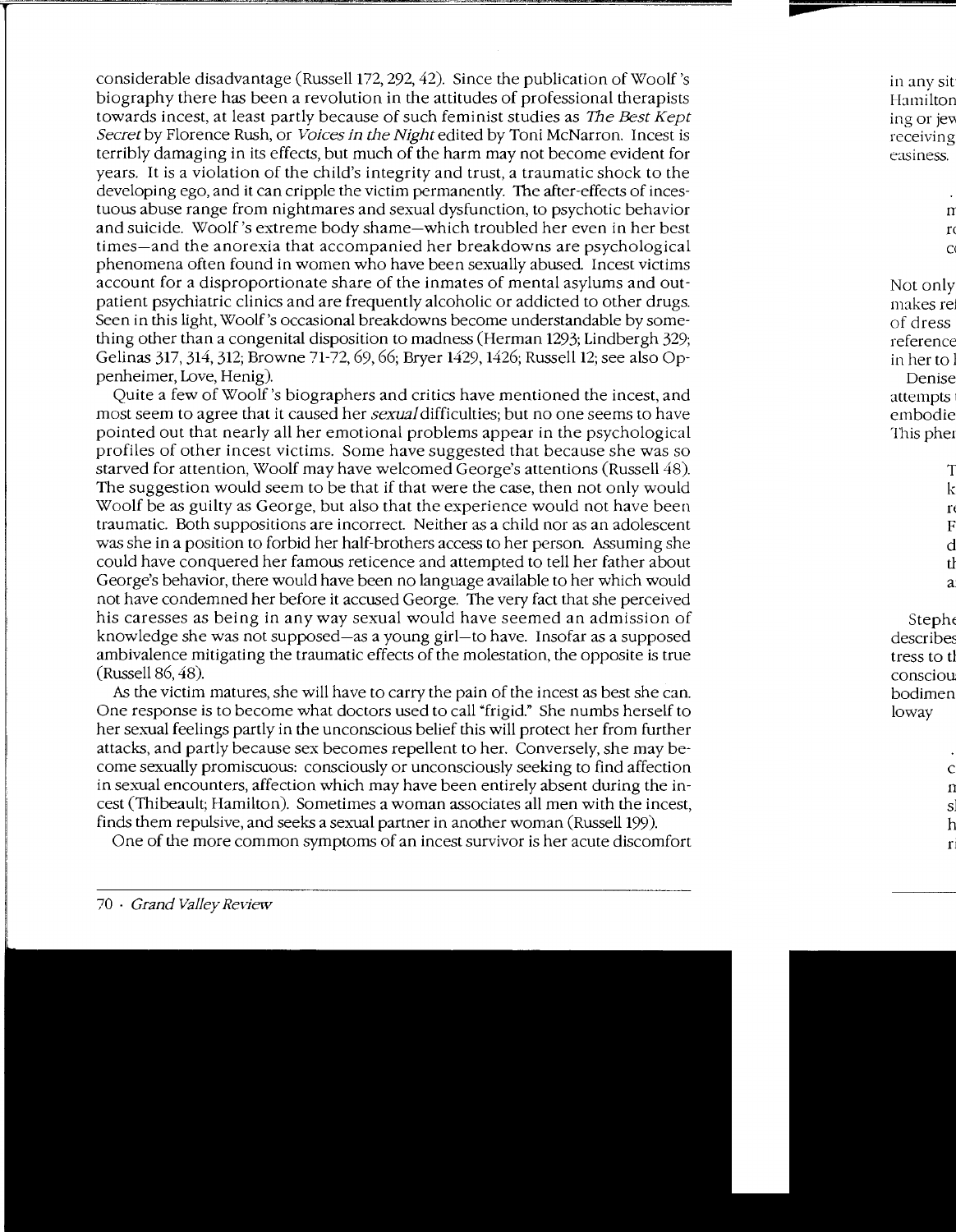considerable disadvantage (Russell 172, 292, 42). Since the publication of Woolf's biography there has been a revolution in the attitudes of professional therapists towards incest, at least partly because of such feminist studies as *The Best Kept Secret* by Florence Rush, or *Voices in the Night* edited by Toni McNarron. Incest is terribly damaging in its effects, but much of the harm may not become evident for years. It is a violation of the child's integrity and trust, a traumatic shock to the developing ego, and it can cripple the victim permanently. The after-effects of incestuous abuse range from nightmares and sexual dysfunction, to psychotic behavior and suicide. Woolf's extreme body shame—which troubled her even in her best times—and the anorexia that accompanied her breakdowns are psychological phenomena often found in women who have been sexually abused. Incest victims account for a disproportionate share of the inmates of mental asylums and outpatient psychiatric clinics and are frequently alcoholic or addicted to other drugs. Seen in this light, Woolf's occasional breakdowns become understandable by something other than a congenital disposition to madness (Herman 1293; Lindbergh 329; Gelinas 317, 314, 312; Browne 71-72, 69, 66; Bryer 1429, 1426; Russell 12; see also Oppenheimer, Love, Henig).

Quite a few of Woolf's biographers and critics have mentioned the incest, and most seem to agree that it caused her *sexual* difficulties; but no one seems to have pointed out that nearly all her emotional problems appear in the psychological profiles of other incest victims. Some have suggested that because she was so starved for attention, Woolf may have welcomed George's attentions (Russell 48). The suggestion would seem to be that if that were the case, then not only would Woolf be as guilty as George, but also that the experience would not have been traumatic. Both suppositions are incorrect. Neither as a child nor as an adolescent was she in a position to forbid her half-brothers access to her person. Assuming she could have conquered her famous reticence and attempted to tell her father about George's behavior, there would have been no language available to her which would not have condemned her before it accused George. The very fact that she perceived his caresses as being in any way sexual would have seemed an admission of knowledge she was not supposed—as a young girl—to have. Insofar as a supposed ambivalence mitigating the traumatic effects of the molestation, the opposite is true (Russell 86, 48).

As the victim matures, she will have to carry the pain of the incest as best she can. One response is to become what doctors used to call "frigid." She numbs herself to her sexual feelings partly in the unconscious belief this will protect her from further attacks, and partly because sex becomes repellent to her. Conversely, she may become sexually promiscuous: consciously or unconsciously seeking to find affection in sexual encounters, affection which may have been entirely absent during the incest (Thibeault; Hamilton). Sometimes a woman associates all men with the incest, finds them repulsive, and seeks a sexual partner in another woman (Russell 199).

One of the more common symptoms of an incest survivor is her acute discomfort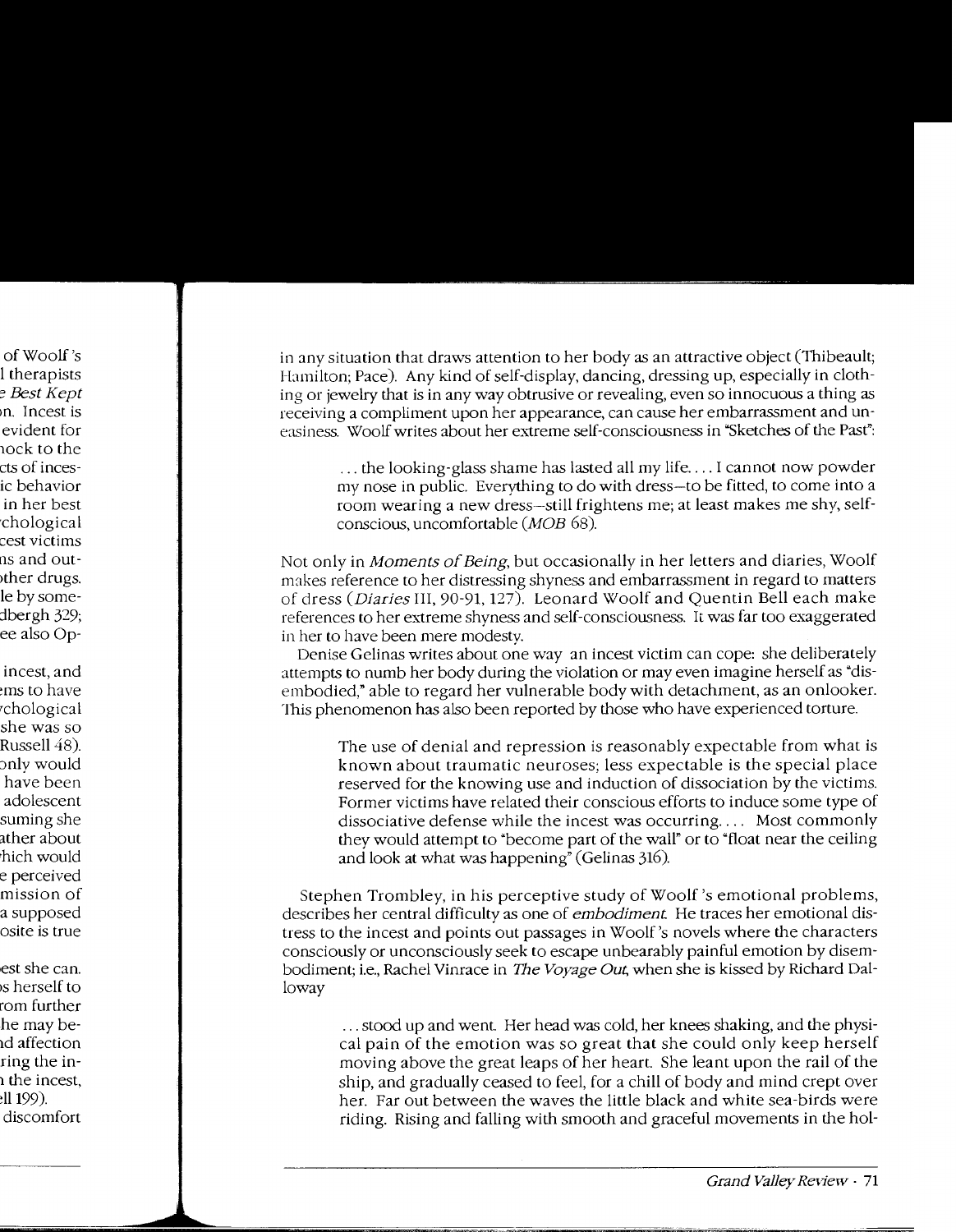in any situation that draws attention to her body as an attractive object (Thibeault; Hamilton; Pace). Any kind of self-display, dancing, dressing up, especially in clothing or jewelry that is in any way obtrusive or revealing, even so innocuous a thing as receiving a compliment upon her appearance, can cause her embarrassment and uneasiness. Woolf writes about her extreme self-consciousness in "Sketches of the Past":

> ... the looking-glass shame has lasted all my life.... I cannot now powder my nose in public. Everything to do with dress—to be fitted, to come into a room wearing a new dress—still frightens me; at least makes me shy, self-conscious, uncomfortable (*MOB* 68).

Not only in *Moments of Being*, but occasionally in her letters and diaries, Woolf makes reference to her distressing shyness and embarrassment in regard to matters of dress (*Diaries* III, 90-91, 127). Leonard Woolf and Quentin Bell each make references to her extreme shyness and self-consciousness. It was far too exaggerated in her to have been mere modesty.

Denise Gelinas writes about one way an incest victim can cope: she deliberately attempts to numb her body during the violation or may even imagine herself as "disembodied," able to regard her vulnerable body with detachment, as an onlooker. This phenomenon has also been reported by those who have experienced torture.

> The use of denial and repression is reasonably expectable from what is known about traumatic neuroses; less expectable is the special place reserved for the knowing use and induction of dissociation by the victims. Former victims have related their conscious efforts to induce some type of dissociative defense while the incest was occurring.... Most commonly they would attempt to "become part of the wall" or to "float near the ceiling and look at what was happening" (Gelinas 316).

Stephen Trombley, in his perceptive study of Woolf's emotional problems, describes her central difficulty as one of *embodiment*. He traces her emotional distress to the incest and points out passages in Woolf's novels where the characters consciously or unconsciously seek to escape unbearably painful emotion by disembodiment; i.e., Rachel Vinrace in *The Voyage Out*, when she is kissed by Richard Dalloway

> ... stood up and went. Her head was cold, her knees shaking, and the physical pain of the emotion was so great that she could only keep herself moving above the great leaps of her heart. She leant upon the rail of the ship, and gradually ceased to feel, for a chill of body and mind crept over her. Far out between the waves the little black and white sea-birds were riding. Rising and falling with smooth and graceful movements in the hol-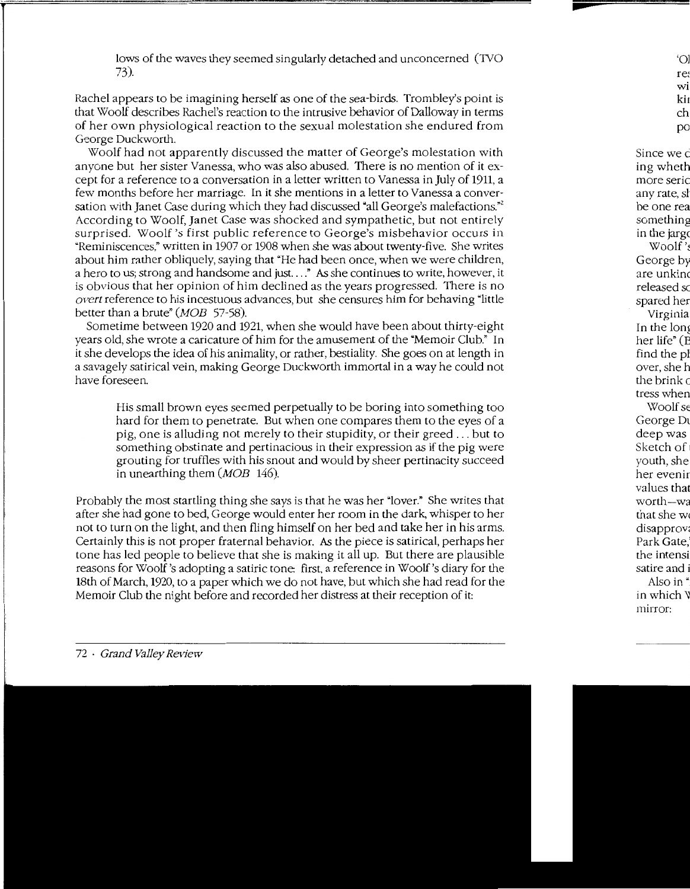lows of the waves they seemed singularly detached and unconcerned (TVO 73).

Rachel appears to be imagining herself as one of the sea-birds. Trombley's point is that Woolf describes Rachel's reaction to the intrusive behavior of Dalloway in terms of her own physiological reaction to the sexual molestation she endured from George Duckworth.

Woolf had not apparently discussed the matter of George's molestation with anyone but her sister Vanessa, who was also abused. There is no mention of it except for a reference to a conversation in a letter written to Vanessa in July of 1911, a few months before her marriage. In it she mentions in a letter to Vanessa a conversation with Janet Case during which they had discussed "all George's malefactions."[2] According to Woolf, Janet Case was shocked and sympathetic, but not entirely surprised. Woolf's first public reference to George's misbehavior occurs in "Reminiscences," written in 1907 or 1908 when she was about twenty-five. She writes about him rather obliquely, saying that "He had been once, when we were children, a hero to us; strong and handsome and just. . . ." As she continues to write, however, it is obvious that her opinion of him declined as the years progressed. There is no *overt* reference to his incestuous advances, but she censures him for behaving "little better than a brute" (*MOB* 57-58).

Sometime between 1920 and 1921, when she would have been about thirty-eight years old, she wrote a caricature of him for the amusement of the "Memoir Club." In it she develops the idea of his animality, or rather, bestiality. She goes on at length in a savagely satirical vein, making George Duckworth immortal in a way he could not have foreseen.

> His small brown eyes seemed perpetually to be boring into something too hard for them to penetrate. But when one compares them to the eyes of a pig, one is alluding not merely to their stupidity, or their greed . . . but to something obstinate and pertinacious in their expression as if the pig were grouting for truffles with his snout and would by sheer pertinacity succeed in unearthing them (*MOB* 146).

Probably the most startling thing she says is that he was her "lover." She writes that after she had gone to bed, George would enter her room in the dark, whisper to her not to turn on the light, and then fling himself on her bed and take her in his arms. Certainly this is not proper fraternal behavior. As the piece is satirical, perhaps her tone has led people to believe that she is making it all up. But there are plausible reasons for Woolf's adopting a satiric tone: first, a reference in Woolf's diary for the 18th of March, 1920, to a paper which we do not have, but which she had read for the Memoir Club the night before and recorded her distress at their reception of it: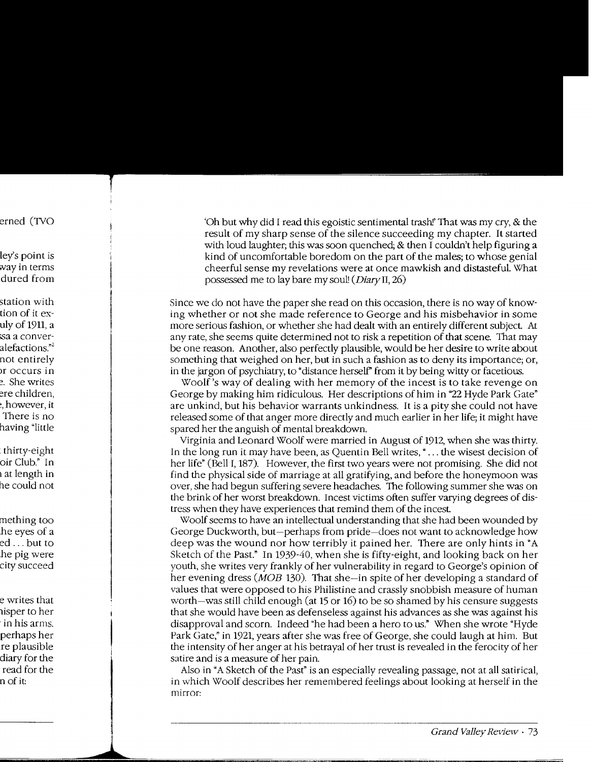> 'Oh but why did I read this egoistic sentimental trash!' That was my cry, & the result of my sharp sense of the silence succeeding my chapter. It started with loud laughter; this was soon quenched; & then I couldn't help figuring a kind of uncomfortable boredom on the part of the males; to whose genial cheerful sense my revelations were at once mawkish and distasteful. What possessed me to lay bare my soul! (*Diary* II, 26)

Since we do not have the paper she read on this occasion, there is no way of knowing whether or not she made reference to George and his misbehavior in some more serious fashion, or whether she had dealt with an entirely different subject. At any rate, she seems quite determined not to risk a repetition of that scene. That may be one reason. Another, also perfectly plausible, would be her desire to write about something that weighed on her, but in such a fashion as to deny its importance; or, in the jargon of psychiatry, to "distance herself" from it by being witty or facetious.

Woolf's way of dealing with her memory of the incest is to take revenge on George by making him ridiculous. Her descriptions of him in "22 Hyde Park Gate" are unkind, but his behavior warrants unkindness. It is a pity she could not have released some of that anger more directly and much earlier in her life; it might have spared her the anguish of mental breakdown.

Virginia and Leonard Woolf were married in August of 1912, when she was thirty. In the long run it may have been, as Quentin Bell writes, "... the wisest decision of her life" (Bell I, 187). However, the first two years were not promising. She did not find the physical side of marriage at all gratifying, and before the honeymoon was over, she had begun suffering severe headaches. The following summer she was on the brink of her worst breakdown. Incest victims often suffer varying degrees of distress when they have experiences that remind them of the incest.

Woolf seems to have an intellectual understanding that she had been wounded by George Duckworth, but—perhaps from pride—does not want to acknowledge how deep was the wound nor how terribly it pained her. There are only hints in "A Sketch of the Past." In 1939-40, when she is fifty-eight, and looking back on her youth, she writes very frankly of her vulnerability in regard to George's opinion of her evening dress (*MOB* 130). That she—in spite of her developing a standard of values that were opposed to his Philistine and crassly snobbish measure of human worth—was still child enough (at 15 or 16) to be so shamed by his censure suggests that she would have been as defenseless against his advances as she was against his disapproval and scorn. Indeed "he had been a hero to us." When she wrote "Hyde Park Gate," in 1921, years after she was free of George, she could laugh at him. But the intensity of her anger at his betrayal of her trust is revealed in the ferocity of her satire and is a measure of her pain.

Also in "A Sketch of the Past" is an especially revealing passage, not at all satirical, in which Woolf describes her remembered feelings about looking at herself in the mirror: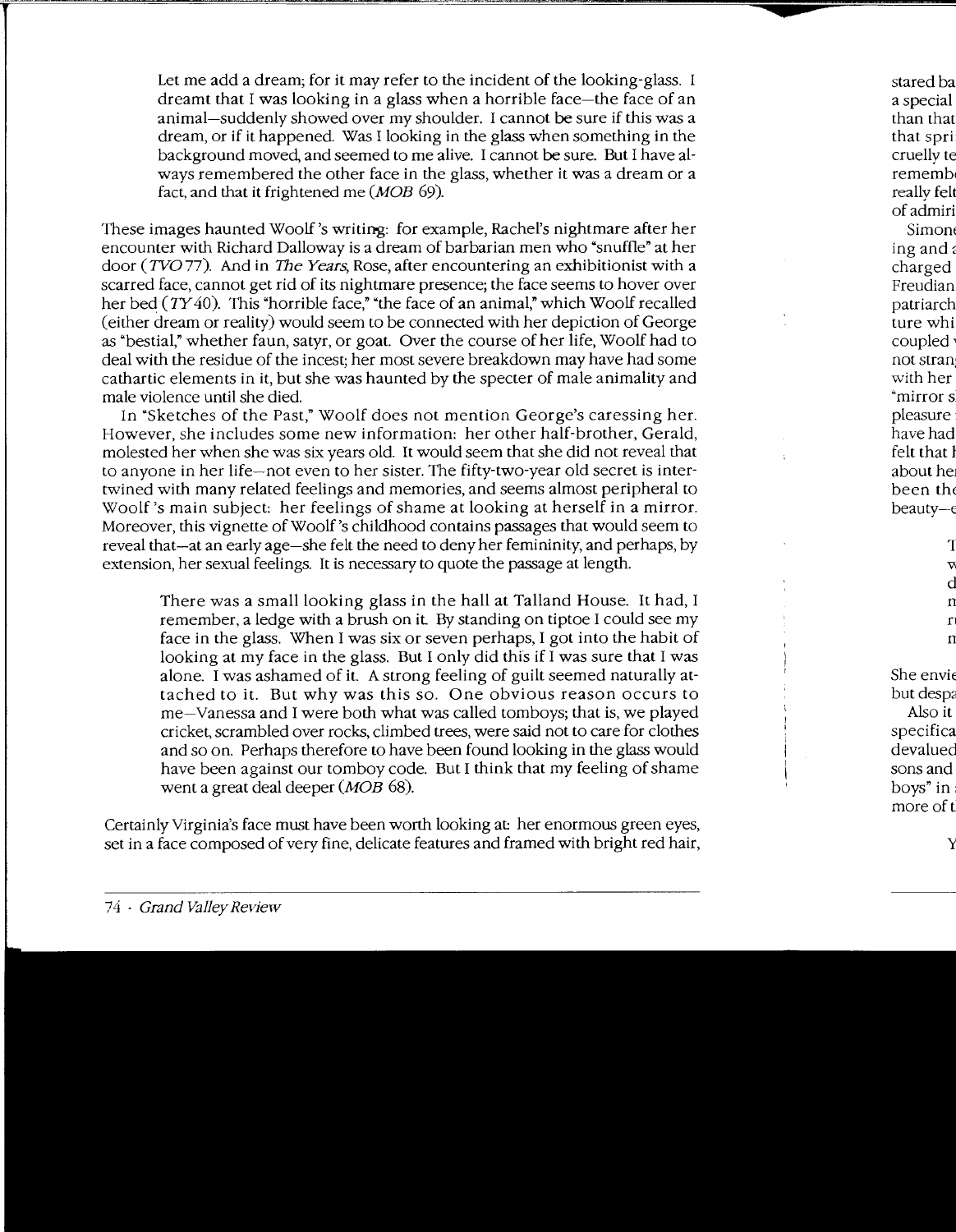> Let me add a dream; for it may refer to the incident of the looking-glass. I dreamt that I was looking in a glass when a horrible face—the face of an animal—suddenly showed over my shoulder. I cannot be sure if this was a dream, or if it happened. Was I looking in the glass when something in the background moved, and seemed to me alive. I cannot be sure. But I have always remembered the other face in the glass, whether it was a dream or a fact, and that it frightened me (*MOB* 69).

These images haunted Woolf's writing: for example, Rachel's nightmare after her encounter with Richard Dalloway is a dream of barbarian men who "snuffle" at her door (*TVO* 77). And in *The Years*, Rose, after encountering an exhibitionist with a scarred face, cannot get rid of its nightmare presence; the face seems to hover over her bed (*TY* 40). This "horrible face," "the face of an animal," which Woolf recalled (either dream or reality) would seem to be connected with her depiction of George as "bestial," whether faun, satyr, or goat. Over the course of her life, Woolf had to deal with the residue of the incest; her most severe breakdown may have had some cathartic elements in it, but she was haunted by the specter of male animality and male violence until she died.

In "Sketches of the Past," Woolf does not mention George's caressing her. However, she includes some new information: her other half-brother, Gerald, molested her when she was six years old. It would seem that she did not reveal that to anyone in her life—not even to her sister. The fifty-two-year old secret is intertwined with many related feelings and memories, and seems almost peripheral to Woolf's main subject: her feelings of shame at looking at herself in a mirror. Moreover, this vignette of Woolf's childhood contains passages that would seem to reveal that—at an early age—she felt the need to deny her femininity, and perhaps, by extension, her sexual feelings. It is necessary to quote the passage at length.

> There was a small looking glass in the hall at Talland House. It had, I remember, a ledge with a brush on it. By standing on tiptoe I could see my face in the glass. When I was six or seven perhaps, I got into the habit of looking at my face in the glass. But I only did this if I was sure that I was alone. I was ashamed of it. A strong feeling of guilt seemed naturally attached to it. But why was this so. One obvious reason occurs to me—Vanessa and I were both what was called tomboys; that is, we played cricket, scrambled over rocks, climbed trees, were said not to care for clothes and so on. Perhaps therefore to have been found looking in the glass would have been against our tomboy code. But I think that my feeling of shame went a great deal deeper (*MOB* 68).

Certainly Virginia's face must have been worth looking at: her enormous green eyes, set in a face composed of very fine, delicate features and framed with bright red hair,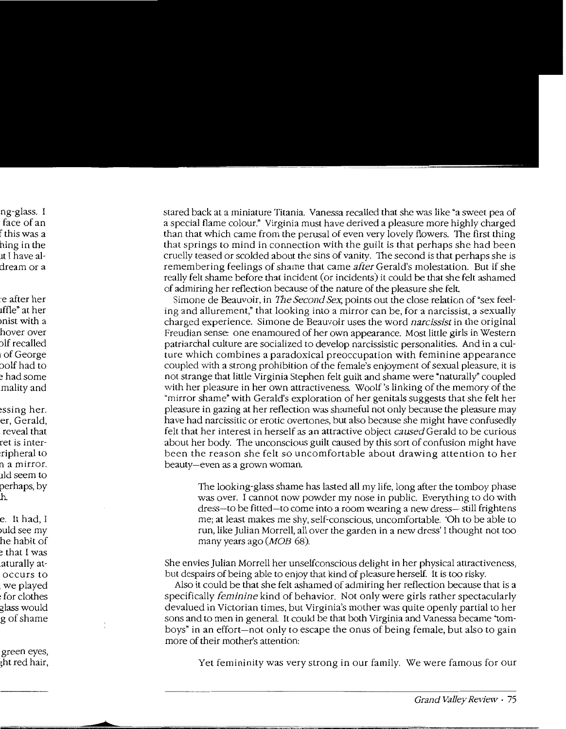stared back at a miniature Titania. Vanessa recalled that she was like "a sweet pea of a special flame colour." Virginia must have derived a pleasure more highly charged than that which came from the perusal of even very lovely flowers. The first thing that springs to mind in connection with the guilt is that perhaps she had been cruelly teased or scolded about the sins of vanity. The second is that perhaps she is remembering feelings of shame that came *after* Gerald's molestation. But if she really felt shame before that incident (or incidents) it could be that she felt ashamed of admiring her reflection because of the nature of the pleasure she felt.

Simone de Beauvoir, in *The Second Sex*, points out the close relation of "sex feeling and allurement," that looking into a mirror can be, for a narcissist, a sexually charged experience. Simone de Beauvoir uses the word *narcissist* in the original Freudian sense: one enamoured of her own appearance. Most little girls in Western patriarchal culture are socialized to develop narcissistic personalities. And in a culture which combines a paradoxical preoccupation with feminine appearance coupled with a strong prohibition of the female's enjoyment of sexual pleasure, it is not strange that little Virginia Stephen felt guilt and shame were "naturally" coupled with her pleasure in her own attractiveness. Woolf's linking of the memory of the "mirror shame" with Gerald's exploration of her genitals suggests that she felt her pleasure in gazing at her reflection was shameful not only because the pleasure may have had narcissitic or erotic overtones, but also because she might have confusedly felt that her interest in herself as an attractive object *caused* Gerald to be curious about her body. The unconscious guilt caused by this sort of confusion might have been the reason she felt so uncomfortable about drawing attention to her beauty—even as a grown woman.

> The looking-glass shame has lasted all my life, long after the tomboy phase was over. I cannot now powder my nose in public. Everything to do with dress—to be fitted—to come into a room wearing a new dress— still frightens me; at least makes me shy, self-conscious, uncomfortable. 'Oh to be able to run, like Julian Morrell, all over the garden in a new dress' I thought not too many years ago (*MOB* 68).

She envies Julian Morrell her unselfconscious delight in her physical attractiveness, but despairs of being able to enjoy that kind of pleasure herself. It is too risky.

Also it could be that she felt ashamed of admiring her reflection because that is a specifically *feminine* kind of behavior. Not only were girls rather spectacularly devalued in Victorian times, but Virginia's mother was quite openly partial to her sons and to men in general. It could be that both Virginia and Vanessa became "tomboys" in an effort—not only to escape the onus of being female, but also to gain more of their mother's attention:

> Yet femininity was very strong in our family. We were famous for our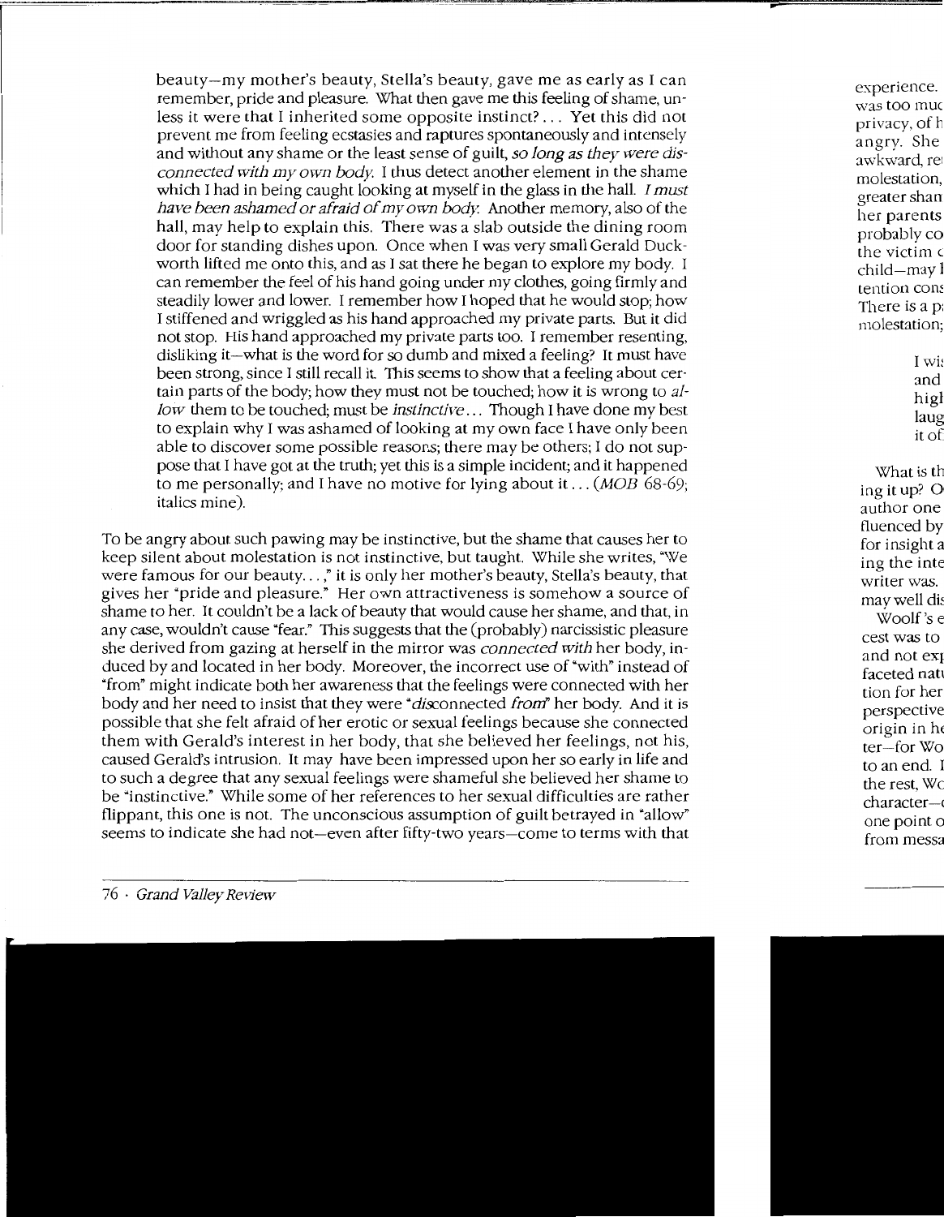> beauty—my mother's beauty, Stella's beauty, gave me as early as I can remember, pride and pleasure. What then gave me this feeling of shame, unless it were that I inherited some opposite instinct? . . . Yet this did not prevent me from feeling ecstasies and raptures spontaneously and intensely and without any shame or the least sense of guilt, *so long as they were disconnected with my own body.* I thus detect another element in the shame which I had in being caught looking at myself in the glass in the hall. *I must have been ashamed or afraid of my own body.* Another memory, also of the hall, may help to explain this. There was a slab outside the dining room door for standing dishes upon. Once when I was very small Gerald Duckworth lifted me onto this, and as I sat there he began to explore my body. I can remember the feel of his hand going under my clothes, going firmly and steadily lower and lower. I remember how I hoped that he would stop; how I stiffened and wriggled as his hand approached my private parts. But it did not stop. His hand approached my private parts too. I remember resenting, disliking it—what is the word for so dumb and mixed a feeling? It must have been strong, since I still recall it. This seems to show that a feeling about certain parts of the body; how they must not be touched; how it is wrong to *allow* them to be touched; must be *instinctive* . . . Though I have done my best to explain why I was ashamed of looking at my own face I have only been able to discover some possible reasons; there may be others; I do not suppose that I have got at the truth; yet this is a simple incident; and it happened to me personally; and I have no motive for lying about it . . . (*MOB* 68-69; italics mine).

To be angry about such pawing may be instinctive, but the shame that causes her to keep silent about molestation is not instinctive, but taught. While she writes, "We were famous for our beauty . . . ," it is only her mother's beauty, Stella's beauty, that gives her "pride and pleasure." Her own attractiveness is somehow a source of shame to her. It couldn't be a lack of beauty that would cause her shame, and that, in any case, wouldn't cause "fear." This suggests that the (probably) narcissistic pleasure she derived from gazing at herself in the mirror was *connected with* her body, induced by and located in her body. Moreover, the incorrect use of "with" instead of "from" might indicate both her awareness that the feelings were connected with her body and her need to insist that they were "*dis*connected *from*" her body. And it is possible that she felt afraid of her erotic or sexual feelings because she connected them with Gerald's interest in her body, that she believed her feelings, not his, caused Gerald's intrusion. It may have been impressed upon her so early in life and to such a degree that any sexual feelings were shameful she believed her shame to be "instinctive." While some of her references to her sexual difficulties are rather flippant, this one is not. The unconscious assumption of guilt betrayed in "allow" seems to indicate she had not—even after fifty-two years—come to terms with that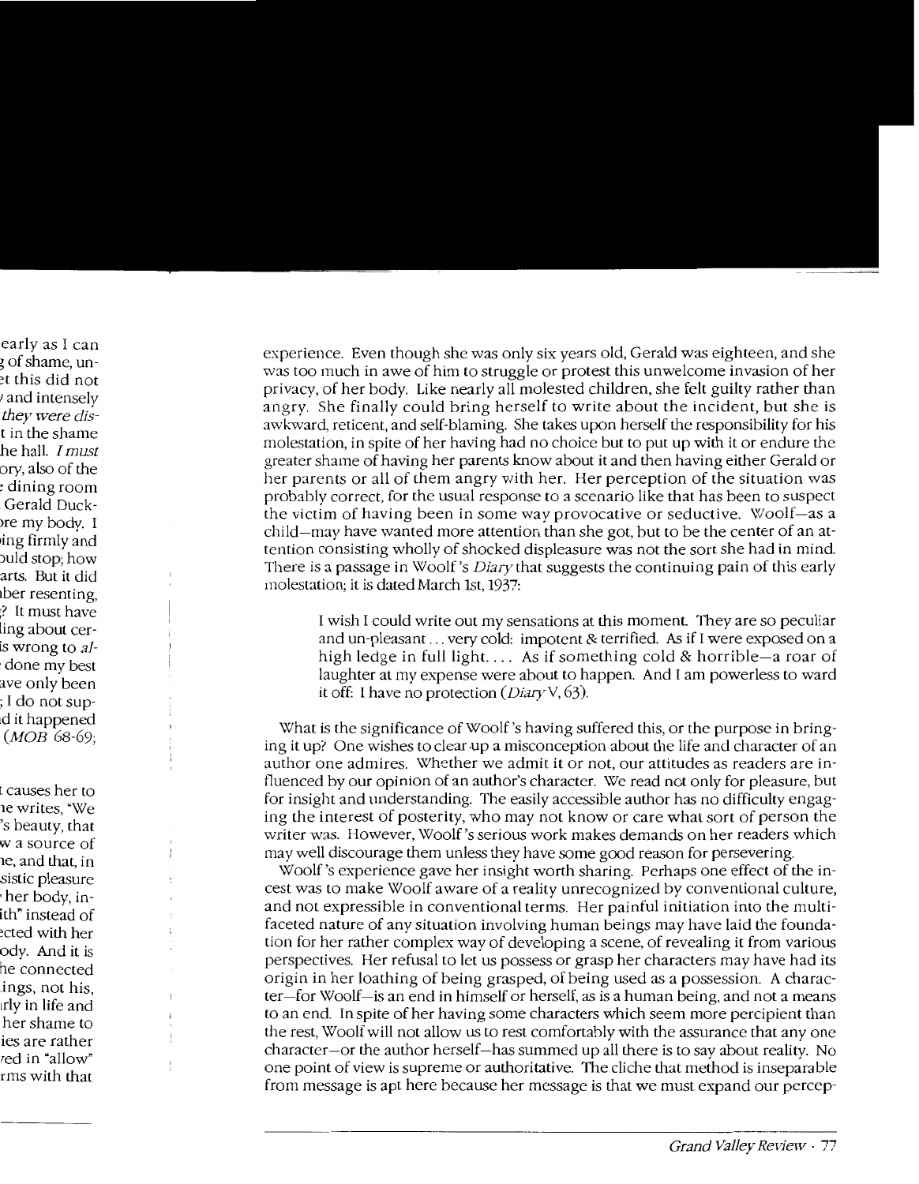experience. Even though she was only six years old, Gerald was eighteen, and she was too much in awe of him to struggle or protest this unwelcome invasion of her privacy, of her body. Like nearly all molested children, she felt guilty rather than angry. She finally could bring herself to write about the incident, but she is awkward, reticent, and self-blaming. She takes upon herself the responsibility for his molestation, in spite of her having had no choice but to put up with it or endure the greater shame of having her parents know about it and then having either Gerald or her parents or all of them angry with her. Her perception of the situation was probably correct, for the usual response to a scenario like that has been to suspect the victim of having been in some way provocative or seductive. Woolf—as a child—may have wanted more attention than she got, but to be the center of an attention consisting wholly of shocked displeasure was not the sort she had in mind. There is a passage in Woolf's *Diary* that suggests the continuing pain of this early molestation; it is dated March 1st, 1937:

> I wish I could write out my sensations at this moment. They are so peculiar and un-pleasant ... very cold: impotent & terrified. As if I were exposed on a high ledge in full light.... As if something cold & horrible—a roar of laughter at my expense were about to happen. And I am powerless to ward it off: I have no protection (*Diary* V, 63).

What is the significance of Woolf's having suffered this, or the purpose in bringing it up? One wishes to clear up a misconception about the life and character of an author one admires. Whether we admit it or not, our attitudes as readers are influenced by our opinion of an author's character. We read not only for pleasure, but for insight and understanding. The easily accessible author has no difficulty engaging the interest of posterity, who may not know or care what sort of person the writer was. However, Woolf's serious work makes demands on her readers which may well discourage them unless they have some good reason for persevering.

Woolf's experience gave her insight worth sharing. Perhaps one effect of the incest was to make Woolf aware of a reality unrecognized by conventional culture, and not expressible in conventional terms. Her painful initiation into the multifaceted nature of any situation involving human beings may have laid the foundation for her rather complex way of developing a scene, of revealing it from various perspectives. Her refusal to let us possess or grasp her characters may have had its origin in her loathing of being grasped, of being used as a possession. A character—for Woolf—is an end in himself or herself, as is a human being, and not a means to an end. In spite of her having some characters which seem more percipient than the rest, Woolf will not allow us to rest comfortably with the assurance that any one character—or the author herself—has summed up all there is to say about reality. No one point of view is supreme or authoritative. The cliche that method is inseparable from message is apt here because her message is that we must expand our percep-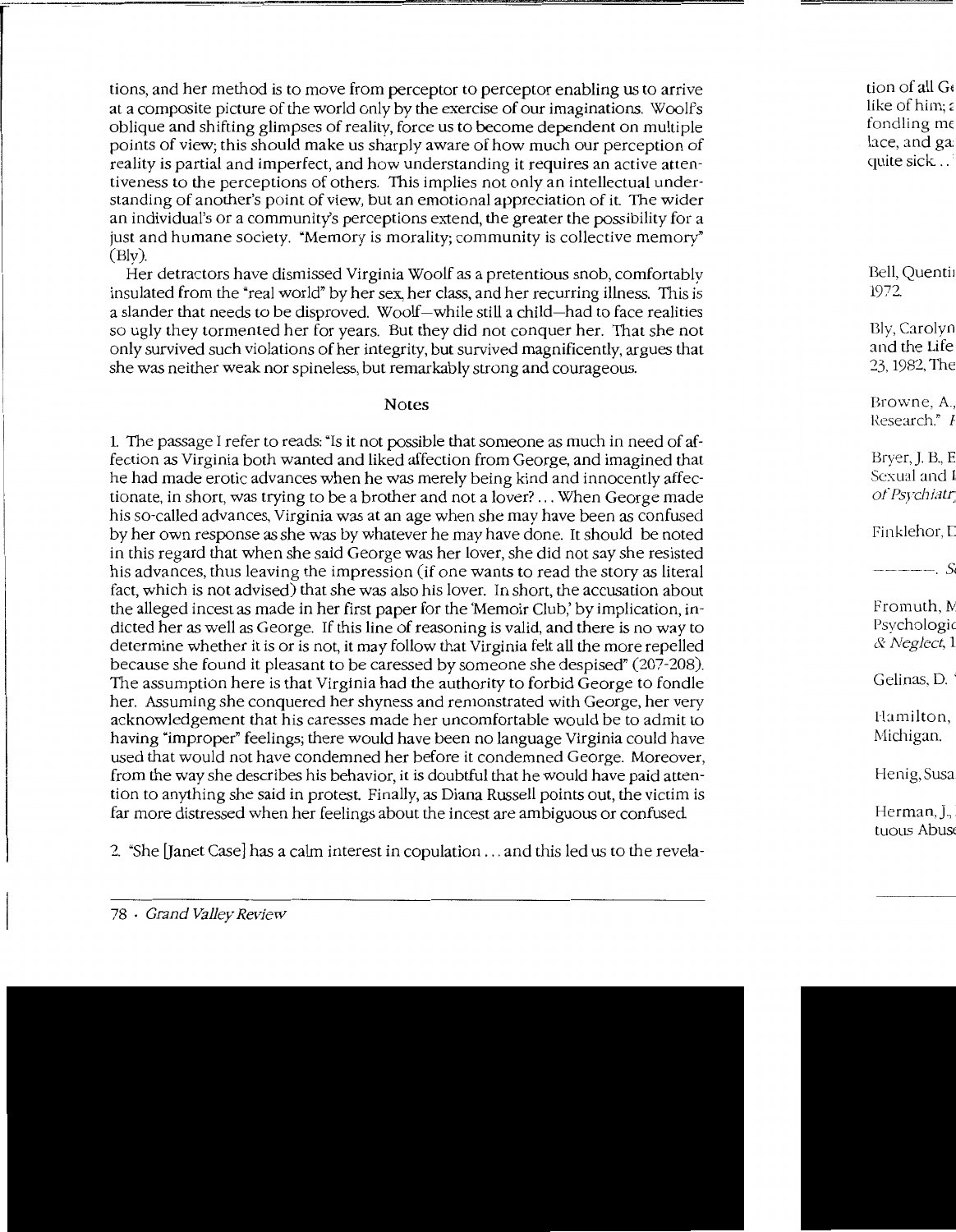tions, and her method is to move from perceptor to perceptor enabling us to arrive at a composite picture of the world only by the exercise of our imaginations. Woolf's oblique and shifting glimpses of reality, force us to become dependent on multiple points of view; this should make us sharply aware of how much our perception of reality is partial and imperfect, and how understanding it requires an active attentiveness to the perceptions of others. This implies not only an intellectual understanding of another's point of view, but an emotional appreciation of it. The wider an individual's or a community's perceptions extend, the greater the possibility for a just and humane society. "Memory is morality; community is collective memory" (Bly).

Her detractors have dismissed Virginia Woolf as a pretentious snob, comfortably insulated from the "real world" by her sex, her class, and her recurring illness. This is a slander that needs to be disproved. Woolf—while still a child—had to face realities so ugly they tormented her for years. But they did not conquer her. That she not only survived such violations of her integrity, but survived magnificently, argues that she was neither weak nor spineless, but remarkably strong and courageous.

## Notes

1. The passage I refer to reads: "Is it not possible that someone as much in need of affection as Virginia both wanted and liked affection from George, and imagined that he had made erotic advances when he was merely being kind and innocently affectionate, in short, was trying to be a brother and not a lover? ... When George made his so-called advances, Virginia was at an age when she may have been as confused by her own response as she was by whatever he may have done. It should be noted in this regard that when she said George was her lover, she did not say she resisted his advances, thus leaving the impression (if one wants to read the story as literal fact, which is not advised) that she was also his lover. In short, the accusation about the alleged incest as made in her first paper for the 'Memoir Club,' by implication, indicted her as well as George. If this line of reasoning is valid, and there is no way to determine whether it is or is not, it may follow that Virginia felt all the more repelled because she found it pleasant to be caressed by someone she despised" (207-208). The assumption here is that Virginia had the authority to forbid George to fondle her. Assuming she conquered her shyness and remonstrated with George, her very acknowledgement that his caresses made her uncomfortable would be to admit to having "improper" feelings; there would have been no language Virginia could have used that would not have condemned her before it condemned George. Moreover, from the way she describes his behavior, it is doubtful that he would have paid attention to anything she said in protest. Finally, as Diana Russell points out, the victim is far more distressed when her feelings about the incest are ambiguous or confused.

2. "She [Janet Case] has a calm interest in copulation ... and this led us to the revela-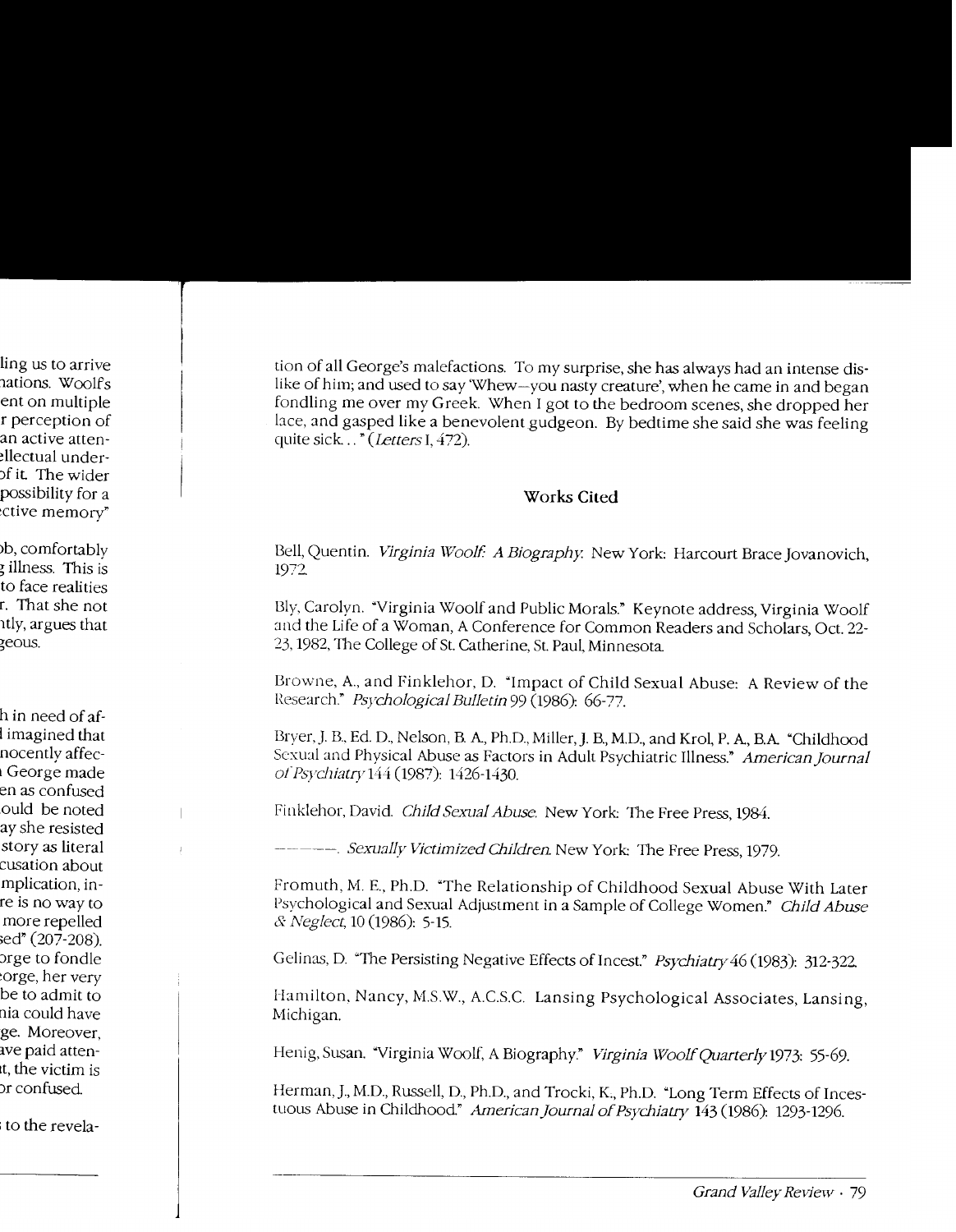tion of all George's malefactions. To my surprise, she has always had an intense dislike of him; and used to say 'Whew—you nasty creature', when he came in and began fondling me over my Greek. When I got to the bedroom scenes, she dropped her lace, and gasped like a benevolent gudgeon. By bedtime she said she was feeling quite sick..." (*Letters* I, 472).

## Works Cited

Bell, Quentin. *Virginia Woolf: A Biography.* New York: Harcourt Brace Jovanovich, 1972.

Bly, Carolyn. "Virginia Woolf and Public Morals." Keynote address, Virginia Woolf and the Life of a Woman, A Conference for Common Readers and Scholars, Oct. 22-23, 1982, The College of St. Catherine, St. Paul, Minnesota.

Browne, A., and Finklehor, D. "Impact of Child Sexual Abuse: A Review of the Research." *Psychological Bulletin* 99 (1986): 66-77.

Bryer, J. B., Ed. D., Nelson, B. A., Ph.D., Miller, J. B., M.D., and Krol, P. A., B.A. "Childhood Sexual and Physical Abuse as Factors in Adult Psychiatric Illness." *American Journal of Psychiatry* 144 (1987): 1426-1430.

Finklehor, David. *Child Sexual Abuse.* New York: The Free Press, 1984.

———. *Sexually Victimized Children.* New York: The Free Press, 1979.

Fromuth, M. E., Ph.D. "The Relationship of Childhood Sexual Abuse With Later Psychological and Sexual Adjustment in a Sample of College Women." *Child Abuse & Neglect*, 10 (1986): 5-15.

Gelinas, D. "The Persisting Negative Effects of Incest." *Psychiatry* 46 (1983): 312-322.

Hamilton, Nancy, M.S.W., A.C.S.C. Lansing Psychological Associates, Lansing, Michigan.

Henig, Susan. "Virginia Woolf, A Biography." *Virginia Woolf Quarterly* 1973: 55-69.

Herman, J., M.D., Russell, D., Ph.D., and Trocki, K., Ph.D. "Long Term Effects of Incestuous Abuse in Childhood." *American Journal of Psychiatry* 143 (1986): 1293-1296.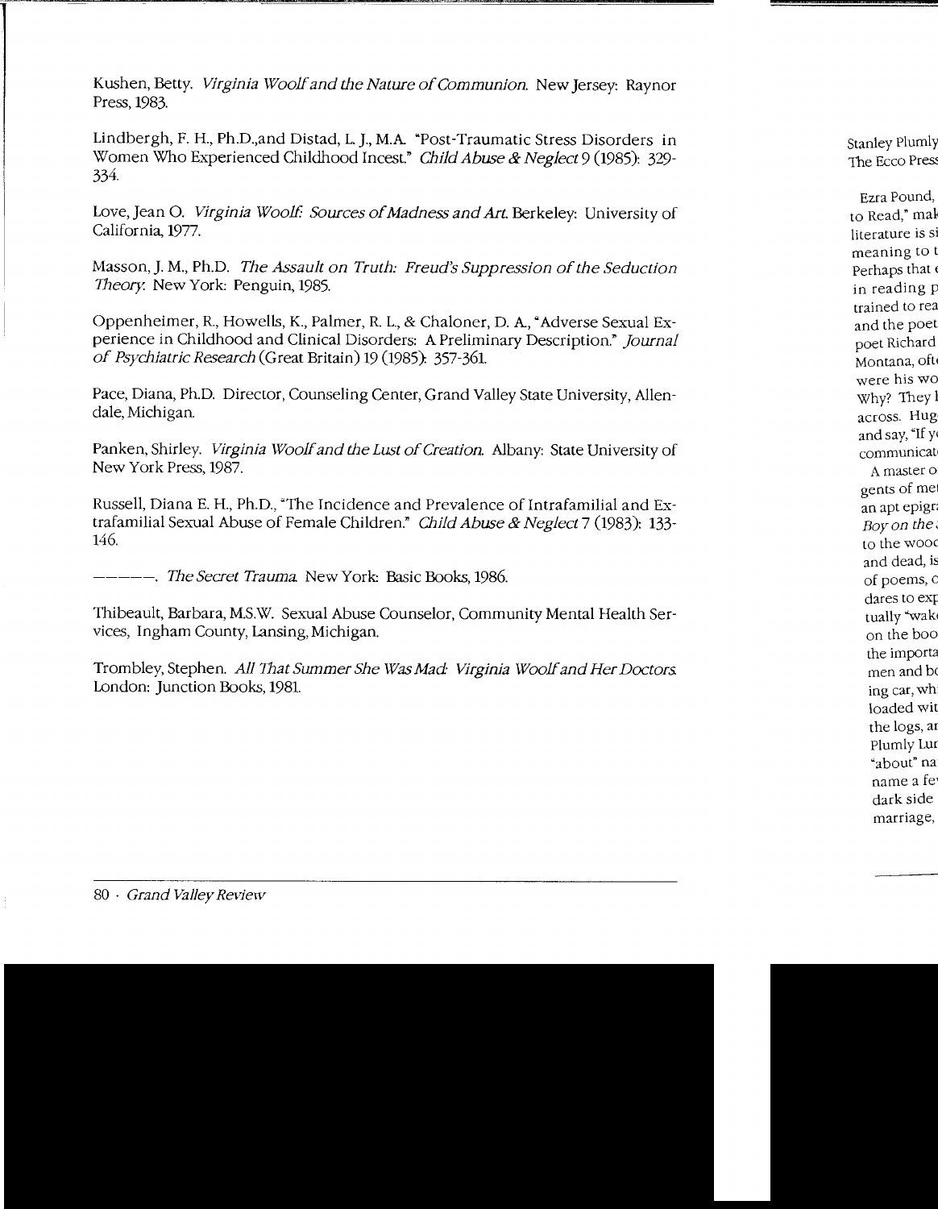Kushen, Betty. *Virginia Woolf and the Nature of Communion.* New Jersey: Raynor Press, 1983.

Lindbergh, F. H., Ph.D.,and Distad, L. J., M.A. "Post-Traumatic Stress Disorders in Women Who Experienced Childhood Incest." *Child Abuse & Neglect* 9 (1985): 329-334.

Love, Jean O. *Virginia Woolf: Sources of Madness and Art.* Berkeley: University of California, 1977.

Masson, J. M., Ph.D. *The Assault on Truth: Freud's Suppression of the Seduction Theory.* New York: Penguin, 1985.

Oppenheimer, R., Howells, K., Palmer, R. L., & Chaloner, D. A., "Adverse Sexual Experience in Childhood and Clinical Disorders: A Preliminary Description." *Journal of Psychiatric Research* (Great Britain) 19 (1985): 357-361.

Pace, Diana, Ph.D. Director, Counseling Center, Grand Valley State University, Allendale, Michigan.

Panken, Shirley. *Virginia Woolf and the Lust of Creation.* Albany: State University of New York Press, 1987.

Russell, Diana E. H., Ph.D., "The Incidence and Prevalence of Intrafamilial and Extrafamilial Sexual Abuse of Female Children." *Child Abuse & Neglect* 7 (1983): 133-146.

———. *The Secret Trauma.* New York: Basic Books, 1986.

Thibeault, Barbara, M.S.W. Sexual Abuse Counselor, Community Mental Health Services, Ingham County, Lansing, Michigan.

Trombley, Stephen. *All That Summer She Was Mad: Virginia Woolf and Her Doctors.* London: Junction Books, 1981.